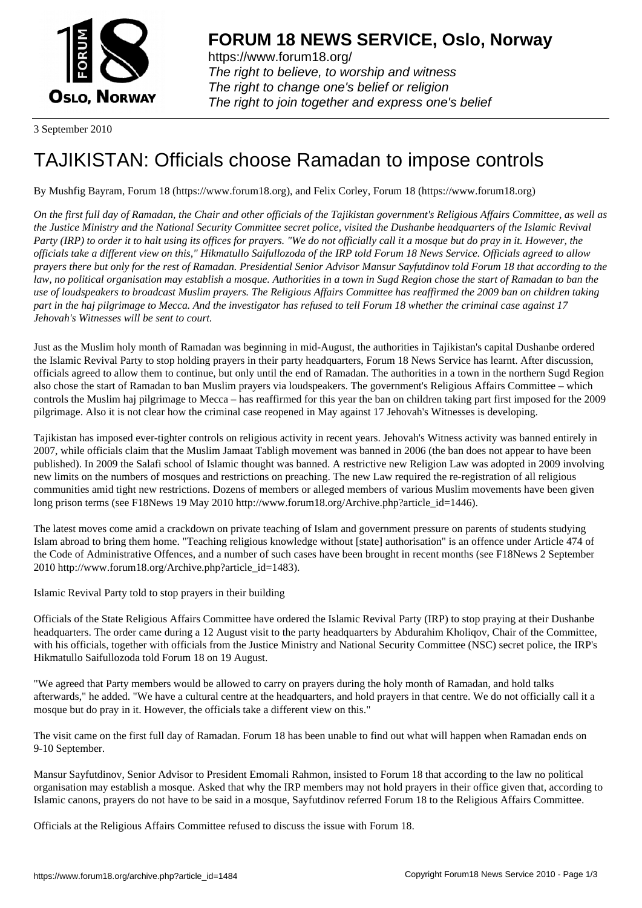# FORUM 18 NEWS SERVICE, Oslo, Norway

https://www.forum18.org/
*The right to believe, to worship and witness*
*The right to change one's belief or religion*
*The right to join together and express one's belief*

3 September 2010

# TAJIKISTAN: Officials choose Ramadan to impose controls

By Mushfig Bayram, Forum 18 (https://www.forum18.org), and Felix Corley, Forum 18 (https://www.forum18.org)

*On the first full day of Ramadan, the Chair and other officials of the Tajikistan government's Religious Affairs Committee, as well as the Justice Ministry and the National Security Committee secret police, visited the Dushanbe headquarters of the Islamic Revival Party (IRP) to order it to halt using its offices for prayers. "We do not officially call it a mosque but do pray in it. However, the officials take a different view on this," Hikmatullo Saifullozoda of the IRP told Forum 18 News Service. Officials agreed to allow prayers there but only for the rest of Ramadan. Presidential Senior Advisor Mansur Sayfutdinov told Forum 18 that according to the law, no political organisation may establish a mosque. Authorities in a town in Sugd Region chose the start of Ramadan to ban the use of loudspeakers to broadcast Muslim prayers. The Religious Affairs Committee has reaffirmed the 2009 ban on children taking part in the haj pilgrimage to Mecca. And the investigator has refused to tell Forum 18 whether the criminal case against 17 Jehovah's Witnesses will be sent to court.*

Just as the Muslim holy month of Ramadan was beginning in mid-August, the authorities in Tajikistan's capital Dushanbe ordered the Islamic Revival Party to stop holding prayers in their party headquarters, Forum 18 News Service has learnt. After discussion, officials agreed to allow them to continue, but only until the end of Ramadan. The authorities in a town in the northern Sugd Region also chose the start of Ramadan to ban Muslim prayers via loudspeakers. The government's Religious Affairs Committee – which controls the Muslim haj pilgrimage to Mecca – has reaffirmed for this year the ban on children taking part first imposed for the 2009 pilgrimage. Also it is not clear how the criminal case reopened in May against 17 Jehovah's Witnesses is developing.

Tajikistan has imposed ever-tighter controls on religious activity in recent years. Jehovah's Witness activity was banned entirely in 2007, while officials claim that the Muslim Jamaat Tabligh movement was banned in 2006 (the ban does not appear to have been published). In 2009 the Salafi school of Islamic thought was banned. A restrictive new Religion Law was adopted in 2009 involving new limits on the numbers of mosques and restrictions on preaching. The new Law required the re-registration of all religious communities amid tight new restrictions. Dozens of members or alleged members of various Muslim movements have been given long prison terms (see F18News 19 May 2010 http://www.forum18.org/Archive.php?article_id=1446).

The latest moves come amid a crackdown on private teaching of Islam and government pressure on parents of students studying Islam abroad to bring them home. "Teaching religious knowledge without [state] authorisation" is an offence under Article 474 of the Code of Administrative Offences, and a number of such cases have been brought in recent months (see F18News 2 September 2010 http://www.forum18.org/Archive.php?article_id=1483).

## Islamic Revival Party told to stop prayers in their building

Officials of the State Religious Affairs Committee have ordered the Islamic Revival Party (IRP) to stop praying at their Dushanbe headquarters. The order came during a 12 August visit to the party headquarters by Abdurahim Kholiqov, Chair of the Committee, with his officials, together with officials from the Justice Ministry and National Security Committee (NSC) secret police, the IRP's Hikmatullo Saifullozoda told Forum 18 on 19 August.

"We agreed that Party members would be allowed to carry on prayers during the holy month of Ramadan, and hold talks afterwards," he added. "We have a cultural centre at the headquarters, and hold prayers in that centre. We do not officially call it a mosque but do pray in it. However, the officials take a different view on this."

The visit came on the first full day of Ramadan. Forum 18 has been unable to find out what will happen when Ramadan ends on 9-10 September.

Mansur Sayfutdinov, Senior Advisor to President Emomali Rahmon, insisted to Forum 18 that according to the law no political organisation may establish a mosque. Asked that why the IRP members may not hold prayers in their office given that, according to Islamic canons, prayers do not have to be said in a mosque, Sayfutdinov referred Forum 18 to the Religious Affairs Committee.

Officials at the Religious Affairs Committee refused to discuss the issue with Forum 18.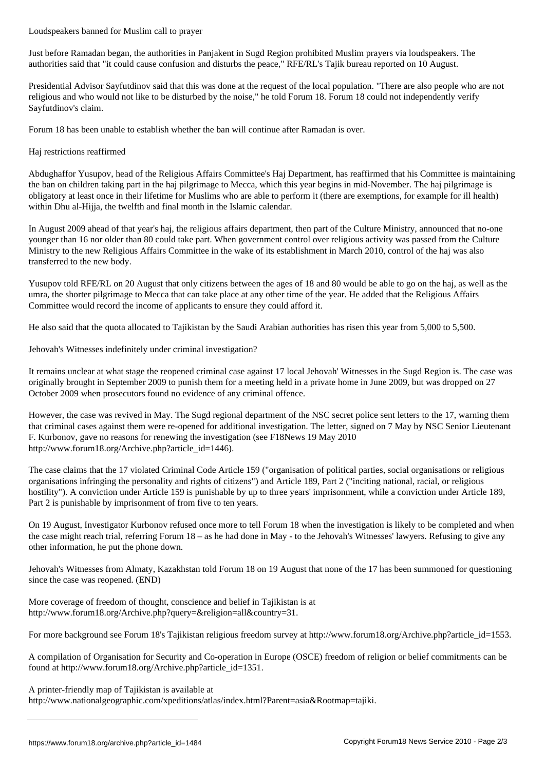## Loudspeakers banned for Muslim call to prayer

Just before Ramadan began, the authorities in Panjakent in Sugd Region prohibited Muslim prayers via loudspeakers. The authorities said that "it could cause confusion and disturbs the peace," RFE/RL's Tajik bureau reported on 10 August.

Presidential Advisor Sayfutdinov said that this was done at the request of the local population. "There are also people who are not religious and who would not like to be disturbed by the noise," he told Forum 18. Forum 18 could not independently verify Sayfutdinov's claim.

Forum 18 has been unable to establish whether the ban will continue after Ramadan is over.

## Haj restrictions reaffirmed

Abdughaffor Yusupov, head of the Religious Affairs Committee's Haj Department, has reaffirmed that his Committee is maintaining the ban on children taking part in the haj pilgrimage to Mecca, which this year begins in mid-November. The haj pilgrimage is obligatory at least once in their lifetime for Muslims who are able to perform it (there are exemptions, for example for ill health) within Dhu al-Hijja, the twelfth and final month in the Islamic calendar.

In August 2009 ahead of that year's haj, the religious affairs department, then part of the Culture Ministry, announced that no-one younger than 16 nor older than 80 could take part. When government control over religious activity was passed from the Culture Ministry to the new Religious Affairs Committee in the wake of its establishment in March 2010, control of the haj was also transferred to the new body.

Yusupov told RFE/RL on 20 August that only citizens between the ages of 18 and 80 would be able to go on the haj, as well as the umra, the shorter pilgrimage to Mecca that can take place at any other time of the year. He added that the Religious Affairs Committee would record the income of applicants to ensure they could afford it.

He also said that the quota allocated to Tajikistan by the Saudi Arabian authorities has risen this year from 5,000 to 5,500.

## Jehovah's Witnesses indefinitely under criminal investigation?

It remains unclear at what stage the reopened criminal case against 17 local Jehovah' Witnesses in the Sugd Region is. The case was originally brought in September 2009 to punish them for a meeting held in a private home in June 2009, but was dropped on 27 October 2009 when prosecutors found no evidence of any criminal offence.

However, the case was revived in May. The Sugd regional department of the NSC secret police sent letters to the 17, warning them that criminal cases against them were re-opened for additional investigation. The letter, signed on 7 May by NSC Senior Lieutenant F. Kurbonov, gave no reasons for renewing the investigation (see F18News 19 May 2010 http://www.forum18.org/Archive.php?article_id=1446).

The case claims that the 17 violated Criminal Code Article 159 ("organisation of political parties, social organisations or religious organisations infringing the personality and rights of citizens") and Article 189, Part 2 ("inciting national, racial, or religious hostility"). A conviction under Article 159 is punishable by up to three years' imprisonment, while a conviction under Article 189, Part 2 is punishable by imprisonment of from five to ten years.

On 19 August, Investigator Kurbonov refused once more to tell Forum 18 when the investigation is likely to be completed and when the case might reach trial, referring Forum 18 – as he had done in May - to the Jehovah's Witnesses' lawyers. Refusing to give any other information, he put the phone down.

Jehovah's Witnesses from Almaty, Kazakhstan told Forum 18 on 19 August that none of the 17 has been summoned for questioning since the case was reopened. (END)

More coverage of freedom of thought, conscience and belief in Tajikistan is at http://www.forum18.org/Archive.php?query=&religion=all&country=31.

For more background see Forum 18's Tajikistan religious freedom survey at http://www.forum18.org/Archive.php?article_id=1553.

A compilation of Organisation for Security and Co-operation in Europe (OSCE) freedom of religion or belief commitments can be found at http://www.forum18.org/Archive.php?article_id=1351.

A printer-friendly map of Tajikistan is available at http://www.nationalgeographic.com/xpeditions/atlas/index.html?Parent=asia&Rootmap=tajiki.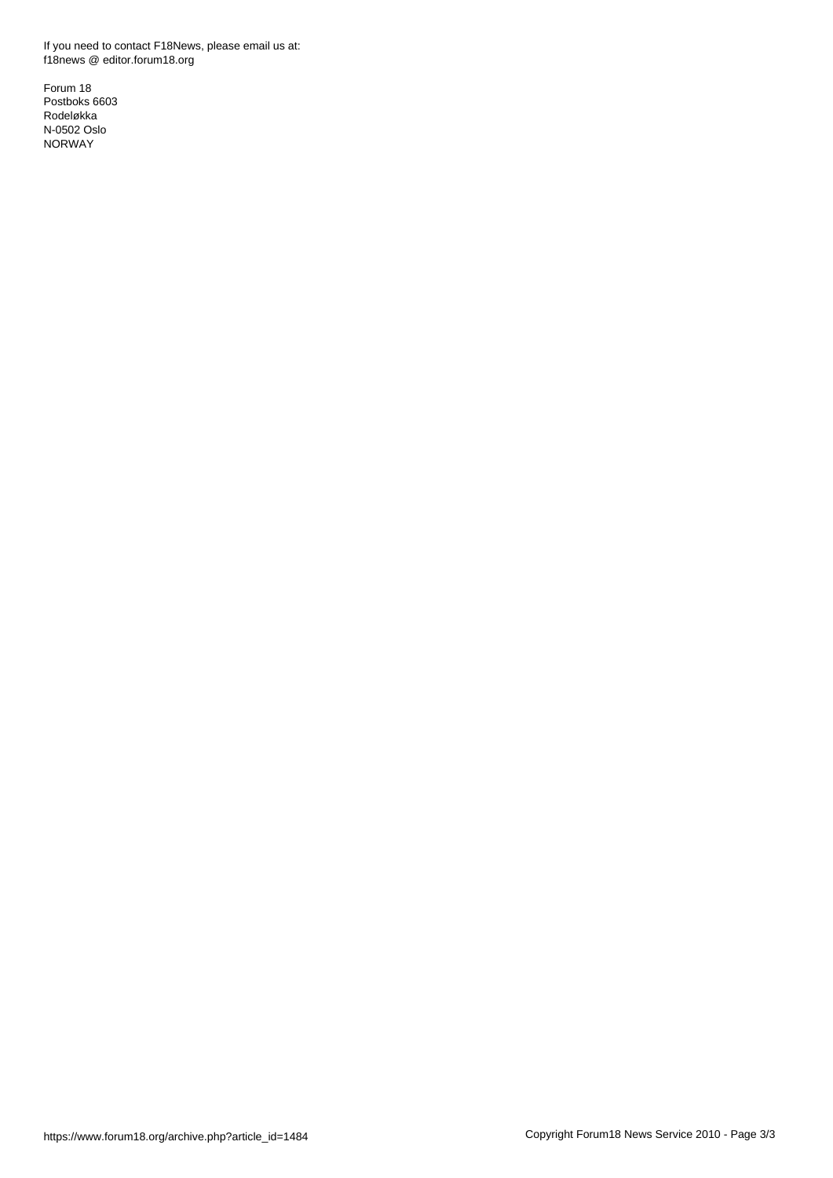If you need to contact F18News, please email us at:
f18news @ editor.forum18.org

Forum 18
Postboks 6603
Rodeløkka
N-0502 Oslo
NORWAY